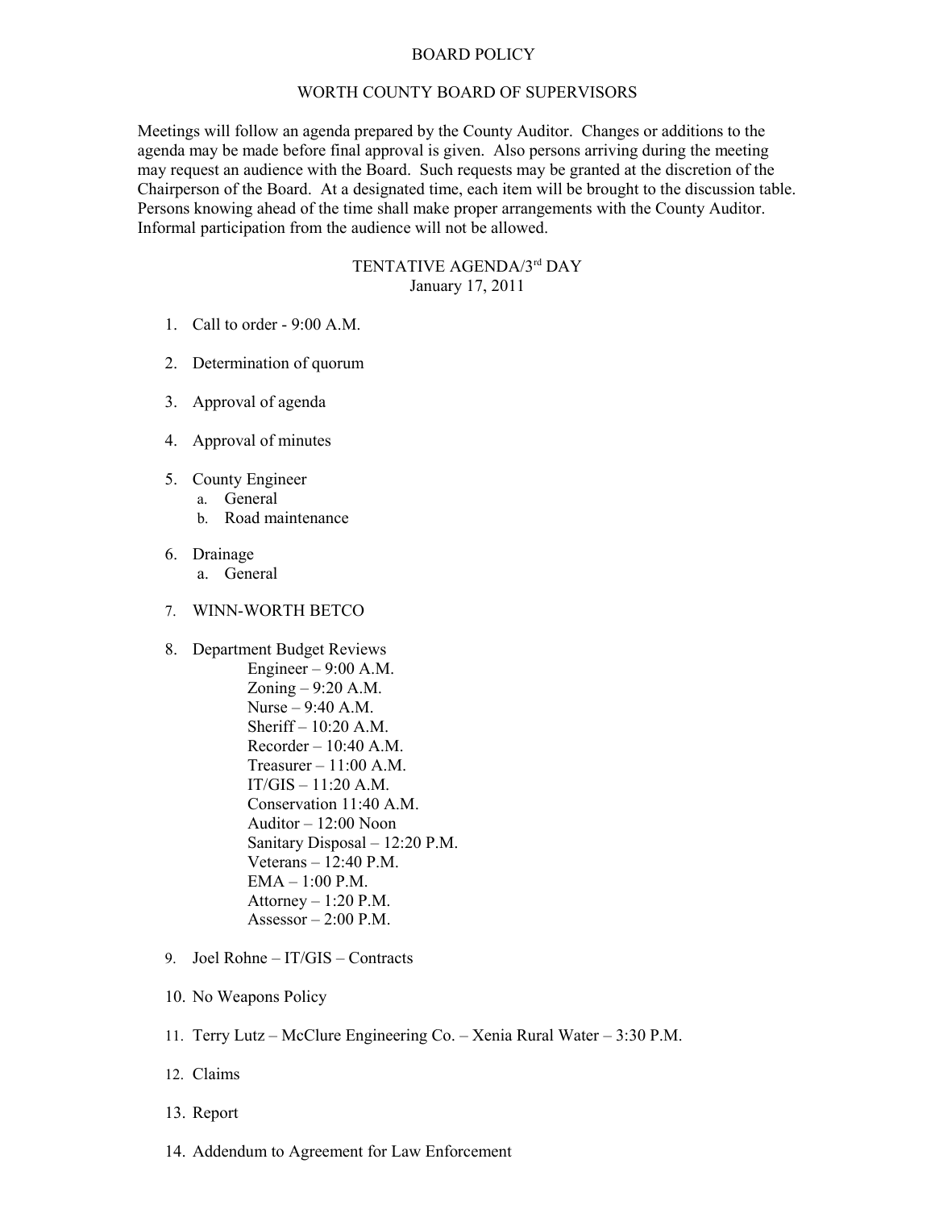# BOARD POLICY

## WORTH COUNTY BOARD OF SUPERVISORS

Meetings will follow an agenda prepared by the County Auditor. Changes or additions to the agenda may be made before final approval is given. Also persons arriving during the meeting may request an audience with the Board. Such requests may be granted at the discretion of the Chairperson of the Board. At a designated time, each item will be brought to the discussion table. Persons knowing ahead of the time shall make proper arrangements with the County Auditor. Informal participation from the audience will not be allowed.

### TENTATIVE AGENDA/3rd DAY
January 17, 2011

1. Call to order - 9:00 A.M.

2. Determination of quorum

3. Approval of agenda

4. Approval of minutes

5. County Engineer
   a. General
   b. Road maintenance

6. Drainage
   a. General

7. WINN-WORTH BETCO

8. Department Budget Reviews
   - Engineer – 9:00 A.M.
   - Zoning – 9:20 A.M.
   - Nurse – 9:40 A.M.
   - Sheriff – 10:20 A.M.
   - Recorder – 10:40 A.M.
   - Treasurer – 11:00 A.M.
   - IT/GIS – 11:20 A.M.
   - Conservation 11:40 A.M.
   - Auditor – 12:00 Noon
   - Sanitary Disposal – 12:20 P.M.
   - Veterans – 12:40 P.M.
   - EMA – 1:00 P.M.
   - Attorney – 1:20 P.M.
   - Assessor – 2:00 P.M.

9. Joel Rohne – IT/GIS – Contracts

10. No Weapons Policy

11. Terry Lutz – McClure Engineering Co. – Xenia Rural Water – 3:30 P.M.

12. Claims

13. Report

14. Addendum to Agreement for Law Enforcement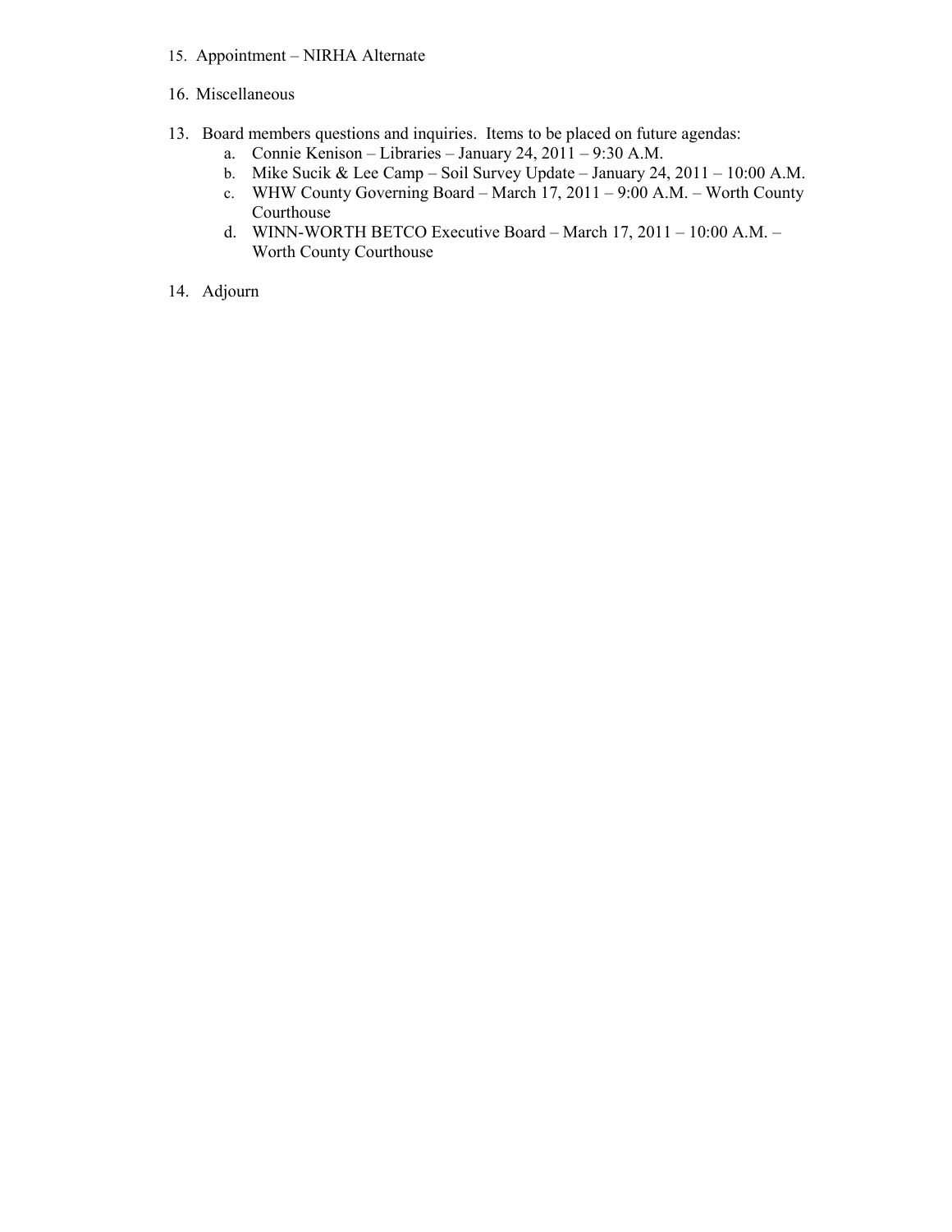15. Appointment – NIRHA Alternate

16. Miscellaneous

13. Board members questions and inquiries. Items to be placed on future agendas:
    a. Connie Kenison – Libraries – January 24, 2011 – 9:30 A.M.
    b. Mike Sucik & Lee Camp – Soil Survey Update – January 24, 2011 – 10:00 A.M.
    c. WHW County Governing Board – March 17, 2011 – 9:00 A.M. – Worth County Courthouse
    d. WINN-WORTH BETCO Executive Board – March 17, 2011 – 10:00 A.M. – Worth County Courthouse

14. Adjourn